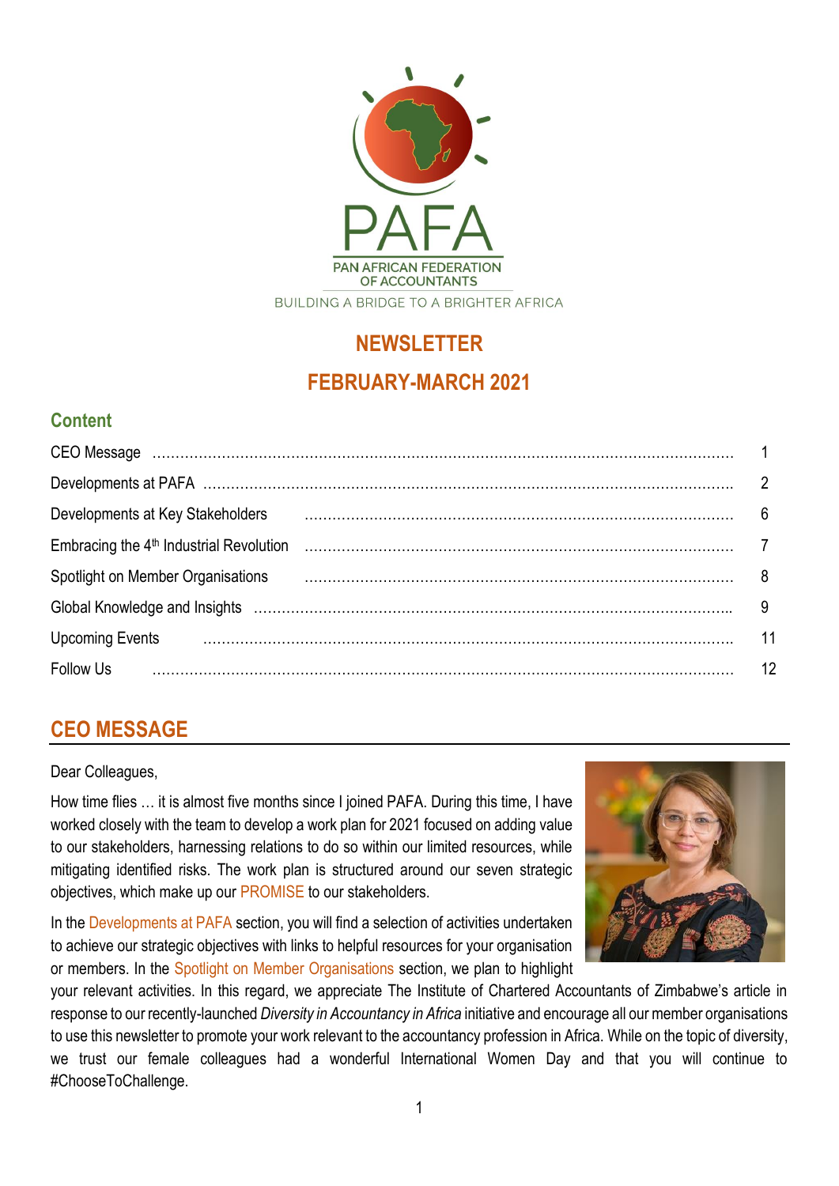PAFA

PAN AFRICAN FEDERATION OF ACCOUNTANTS

BUILDING A BRIDGE TO A BRIGHTER AFRICA

# NEWSLETTER

# FEBRUARY-MARCH 2021

## Content

| | |
|---|---|
| CEO Message | 1 |
| Developments at PAFA | 2 |
| Developments at Key Stakeholders | 6 |
| Embracing the 4th Industrial Revolution | 7 |
| Spotlight on Member Organisations | 8 |
| Global Knowledge and Insights | 9 |
| Upcoming Events | 11 |
| Follow Us | 12 |

## CEO MESSAGE

Dear Colleagues,

How time flies … it is almost five months since I joined PAFA. During this time, I have worked closely with the team to develop a work plan for 2021 focused on adding value to our stakeholders, harnessing relations to do so within our limited resources, while mitigating identified risks. The work plan is structured around our seven strategic objectives, which make up our PROMISE to our stakeholders.

In the Developments at PAFA section, you will find a selection of activities undertaken to achieve our strategic objectives with links to helpful resources for your organisation or members. In the Spotlight on Member Organisations section, we plan to highlight your relevant activities. In this regard, we appreciate The Institute of Chartered Accountants of Zimbabwe's article in response to our recently-launched *Diversity in Accountancy in Africa* initiative and encourage all our member organisations to use this newsletter to promote your work relevant to the accountancy profession in Africa. While on the topic of diversity, we trust our female colleagues had a wonderful International Women Day and that you will continue to #ChooseToChallenge.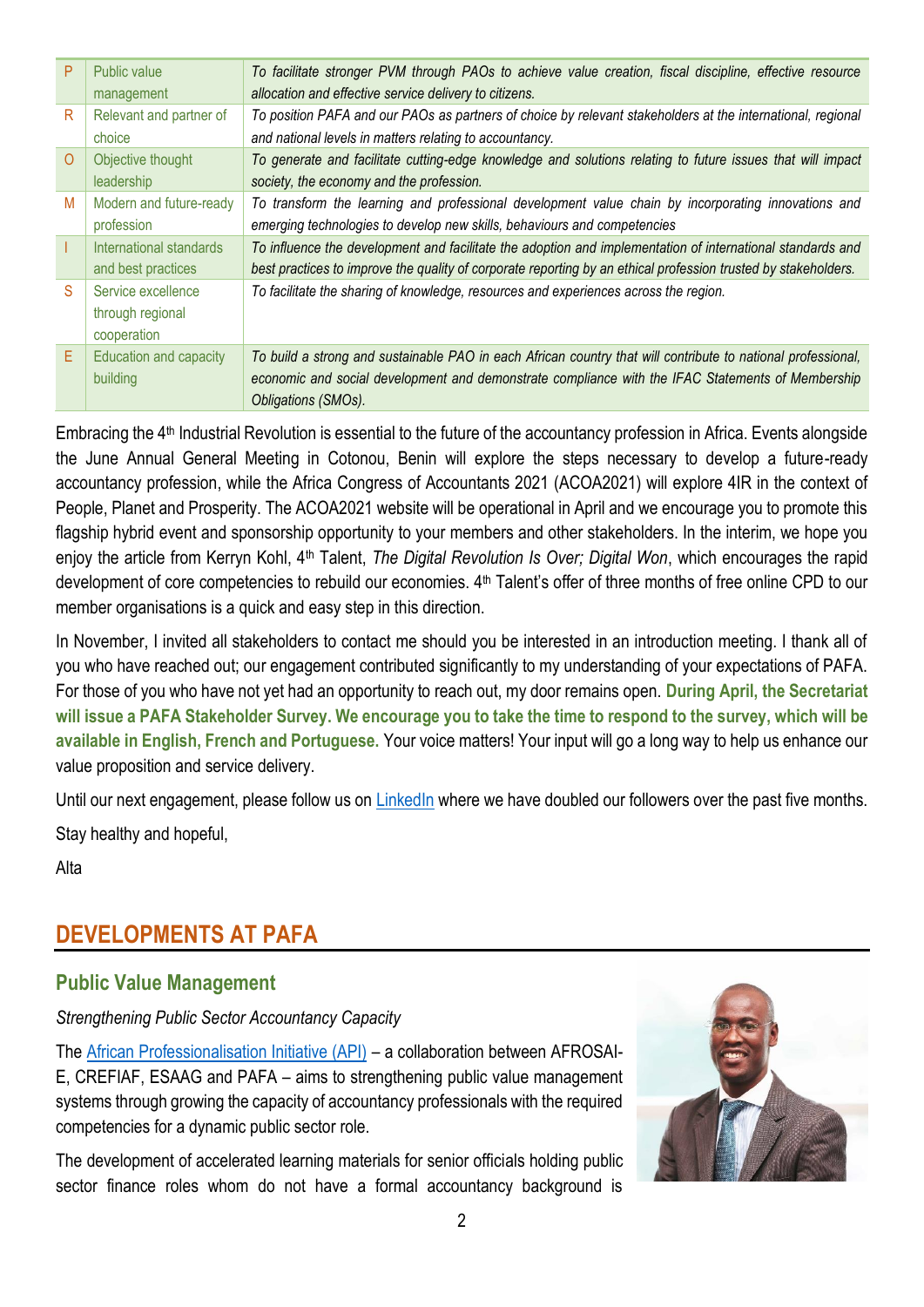| P | Public value management | *To facilitate stronger PVM through PAOs to achieve value creation, fiscal discipline, effective resource allocation and effective service delivery to citizens.* |
|---|---|---|
| R | Relevant and partner of choice | *To position PAFA and our PAOs as partners of choice by relevant stakeholders at the international, regional and national levels in matters relating to accountancy.* |
| O | Objective thought leadership | *To generate and facilitate cutting-edge knowledge and solutions relating to future issues that will impact society, the economy and the profession.* |
| M | Modern and future-ready profession | *To transform the learning and professional development value chain by incorporating innovations and emerging technologies to develop new skills, behaviours and competencies* |
| I | International standards and best practices | *To influence the development and facilitate the adoption and implementation of international standards and best practices to improve the quality of corporate reporting by an ethical profession trusted by stakeholders.* |
| S | Service excellence through regional cooperation | *To facilitate the sharing of knowledge, resources and experiences across the region.* |
| E | Education and capacity building | *To build a strong and sustainable PAO in each African country that will contribute to national professional, economic and social development and demonstrate compliance with the IFAC Statements of Membership Obligations (SMOs).* |

Embracing the 4th Industrial Revolution is essential to the future of the accountancy profession in Africa. Events alongside the June Annual General Meeting in Cotonou, Benin will explore the steps necessary to develop a future-ready accountancy profession, while the Africa Congress of Accountants 2021 (ACOA2021) will explore 4IR in the context of People, Planet and Prosperity. The ACOA2021 website will be operational in April and we encourage you to promote this flagship hybrid event and sponsorship opportunity to your members and other stakeholders. In the interim, we hope you enjoy the article from Kerryn Kohl, 4th Talent, *The Digital Revolution Is Over; Digital Won*, which encourages the rapid development of core competencies to rebuild our economies. 4th Talent's offer of three months of free online CPD to our member organisations is a quick and easy step in this direction.

In November, I invited all stakeholders to contact me should you be interested in an introduction meeting. I thank all of you who have reached out; our engagement contributed significantly to my understanding of your expectations of PAFA. For those of you who have not yet had an opportunity to reach out, my door remains open. **During April, the Secretariat will issue a PAFA Stakeholder Survey. We encourage you to take the time to respond to the survey, which will be available in English, French and Portuguese.** Your voice matters! Your input will go a long way to help us enhance our value proposition and service delivery.

Until our next engagement, please follow us on LinkedIn where we have doubled our followers over the past five months.

Stay healthy and hopeful,

Alta

# DEVELOPMENTS AT PAFA

## Public Value Management

*Strengthening Public Sector Accountancy Capacity*

The African Professionalisation Initiative (API) – a collaboration between AFROSAI-E, CREFIAF, ESAAG and PAFA – aims to strengthening public value management systems through growing the capacity of accountancy professionals with the required competencies for a dynamic public sector role.

The development of accelerated learning materials for senior officials holding public sector finance roles whom do not have a formal accountancy background is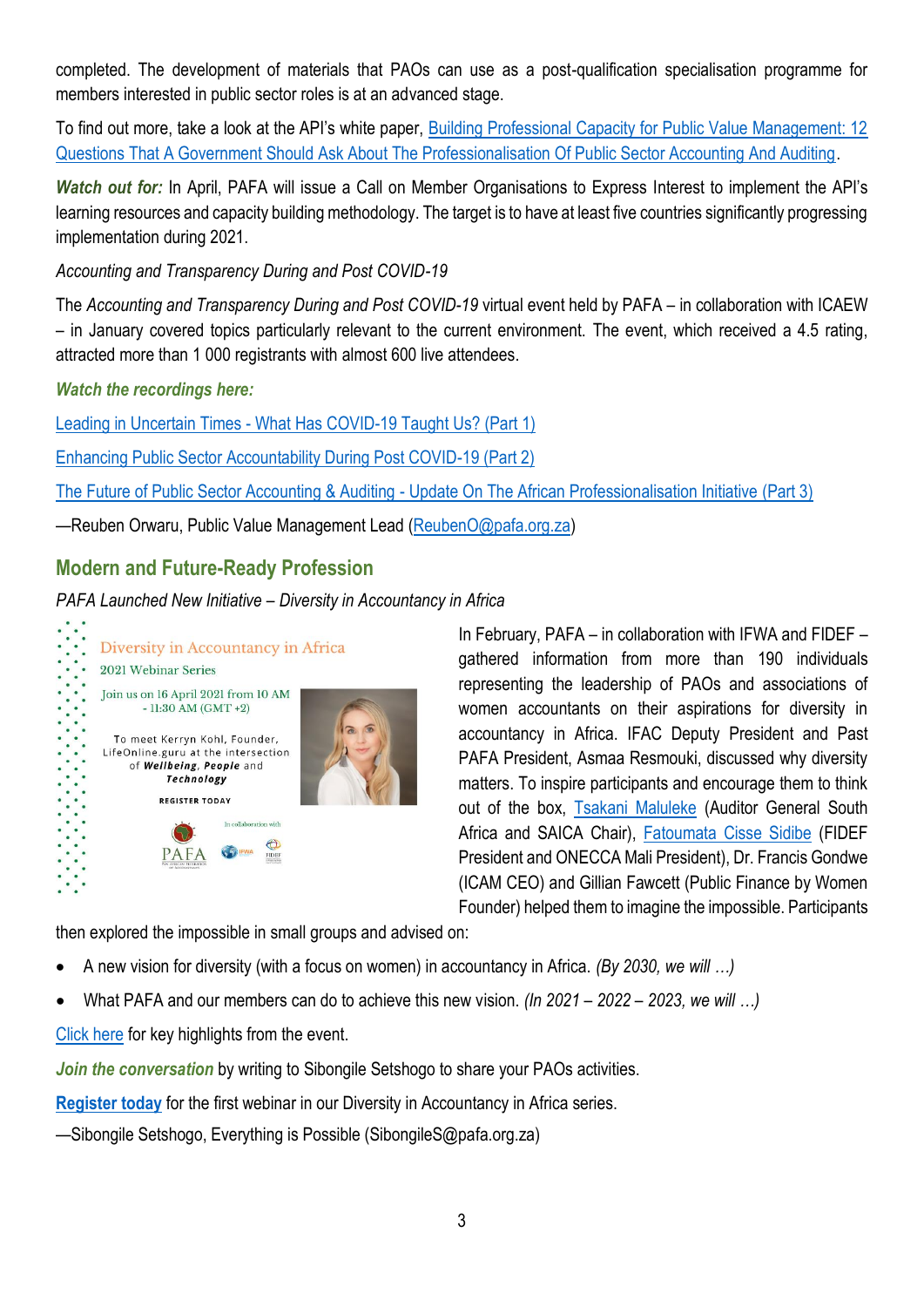completed. The development of materials that PAOs can use as a post-qualification specialisation programme for members interested in public sector roles is at an advanced stage.

To find out more, take a look at the API's white paper, Building Professional Capacity for Public Value Management: 12 Questions That A Government Should Ask About The Professionalisation Of Public Sector Accounting And Auditing.

***Watch out for:*** In April, PAFA will issue a Call on Member Organisations to Express Interest to implement the API's learning resources and capacity building methodology. The target is to have at least five countries significantly progressing implementation during 2021.

*Accounting and Transparency During and Post COVID-19*

The *Accounting and Transparency During and Post COVID-19* virtual event held by PAFA – in collaboration with ICAEW – in January covered topics particularly relevant to the current environment. The event, which received a 4.5 rating, attracted more than 1 000 registrants with almost 600 live attendees.

***Watch the recordings here:***

Leading in Uncertain Times - What Has COVID-19 Taught Us? (Part 1)

Enhancing Public Sector Accountability During Post COVID-19 (Part 2)

The Future of Public Sector Accounting & Auditing - Update On The African Professionalisation Initiative (Part 3)

—Reuben Orwaru, Public Value Management Lead (ReubenO@pafa.org.za)

## Modern and Future-Ready Profession

*PAFA Launched New Initiative – Diversity in Accountancy in Africa*

Diversity in Accountancy in Africa
2021 Webinar Series
Join us on 16 April 2021 from 10 AM - 11:30 AM (GMT +2)
To meet Kerryn Kohl, Founder, LifeOnline.guru at the intersection of ***Wellbeing***, ***People*** and ***Technology***
REGISTER TODAY
In collaboration with

In February, PAFA – in collaboration with IFWA and FIDEF – gathered information from more than 190 individuals representing the leadership of PAOs and associations of women accountants on their aspirations for diversity in accountancy in Africa. IFAC Deputy President and Past PAFA President, Asmaa Resmouki, discussed why diversity matters. To inspire participants and encourage them to think out of the box, Tsakani Maluleke (Auditor General South Africa and SAICA Chair), Fatoumata Cisse Sidibe (FIDEF President and ONECCA Mali President), Dr. Francis Gondwe (ICAM CEO) and Gillian Fawcett (Public Finance by Women Founder) helped them to imagine the impossible. Participants then explored the impossible in small groups and advised on:

- A new vision for diversity (with a focus on women) in accountancy in Africa. *(By 2030, we will …)*
- What PAFA and our members can do to achieve this new vision. *(In 2021 – 2022 – 2023, we will …)*

Click here for key highlights from the event.

***Join the conversation*** by writing to Sibongile Setshogo to share your PAOs activities.

**Register today** for the first webinar in our Diversity in Accountancy in Africa series.

—Sibongile Setshogo, Everything is Possible (SibongileS@pafa.org.za)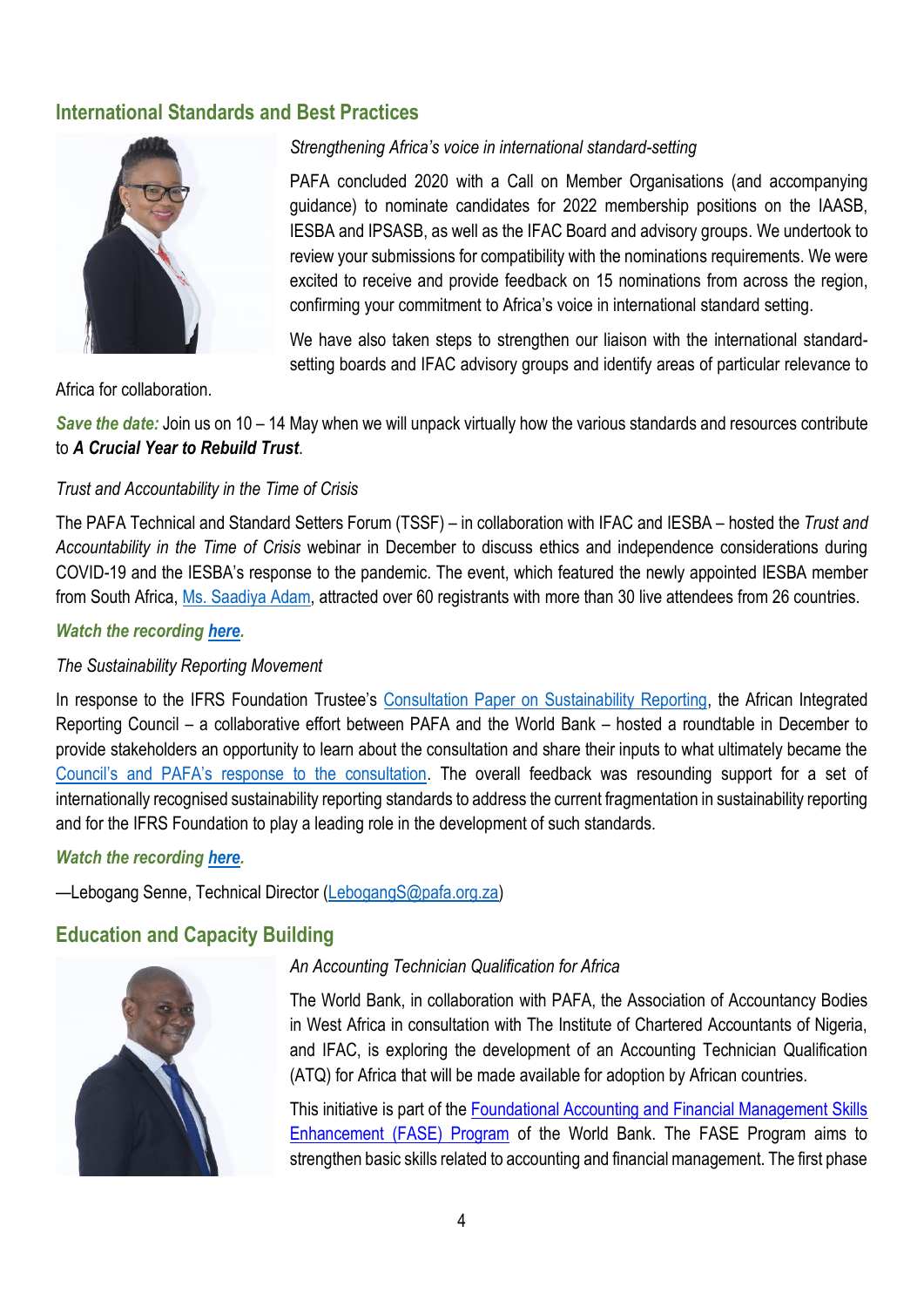## International Standards and Best Practices

*Strengthening Africa's voice in international standard-setting*

PAFA concluded 2020 with a Call on Member Organisations (and accompanying guidance) to nominate candidates for 2022 membership positions on the IAASB, IESBA and IPSASB, as well as the IFAC Board and advisory groups. We undertook to review your submissions for compatibility with the nominations requirements. We were excited to receive and provide feedback on 15 nominations from across the region, confirming your commitment to Africa's voice in international standard setting.

We have also taken steps to strengthen our liaison with the international standard-setting boards and IFAC advisory groups and identify areas of particular relevance to Africa for collaboration.

***Save the date:*** Join us on 10 – 14 May when we will unpack virtually how the various standards and resources contribute to ***A Crucial Year to Rebuild Trust***.

*Trust and Accountability in the Time of Crisis*

The PAFA Technical and Standard Setters Forum (TSSF) – in collaboration with IFAC and IESBA – hosted the *Trust and Accountability in the Time of Crisis* webinar in December to discuss ethics and independence considerations during COVID-19 and the IESBA's response to the pandemic. The event, which featured the newly appointed IESBA member from South Africa, Ms. Saadiya Adam, attracted over 60 registrants with more than 30 live attendees from 26 countries.

***Watch the recording here.***

*The Sustainability Reporting Movement*

In response to the IFRS Foundation Trustee's Consultation Paper on Sustainability Reporting, the African Integrated Reporting Council – a collaborative effort between PAFA and the World Bank – hosted a roundtable in December to provide stakeholders an opportunity to learn about the consultation and share their inputs to what ultimately became the Council's and PAFA's response to the consultation. The overall feedback was resounding support for a set of internationally recognised sustainability reporting standards to address the current fragmentation in sustainability reporting and for the IFRS Foundation to play a leading role in the development of such standards.

***Watch the recording here.***

—Lebogang Senne, Technical Director (LebogangS@pafa.org.za)

## Education and Capacity Building

*An Accounting Technician Qualification for Africa*

The World Bank, in collaboration with PAFA, the Association of Accountancy Bodies in West Africa in consultation with The Institute of Chartered Accountants of Nigeria, and IFAC, is exploring the development of an Accounting Technician Qualification (ATQ) for Africa that will be made available for adoption by African countries.

This initiative is part of the Foundational Accounting and Financial Management Skills Enhancement (FASE) Program of the World Bank. The FASE Program aims to strengthen basic skills related to accounting and financial management. The first phase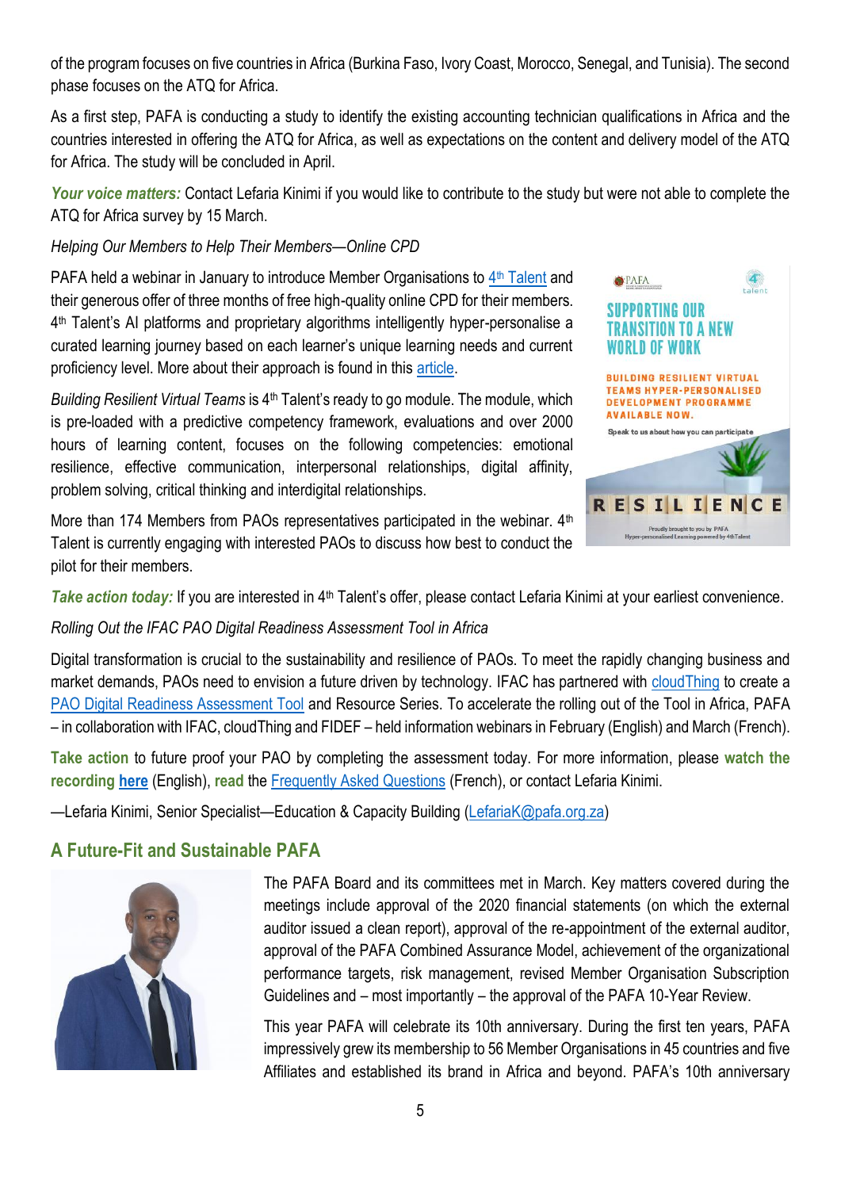of the program focuses on five countries in Africa (Burkina Faso, Ivory Coast, Morocco, Senegal, and Tunisia). The second phase focuses on the ATQ for Africa.

As a first step, PAFA is conducting a study to identify the existing accounting technician qualifications in Africa and the countries interested in offering the ATQ for Africa, as well as expectations on the content and delivery model of the ATQ for Africa. The study will be concluded in April.

***Your voice matters:*** Contact Lefaria Kinimi if you would like to contribute to the study but were not able to complete the ATQ for Africa survey by 15 March.

*Helping Our Members to Help Their Members—Online CPD*

PAFA held a webinar in January to introduce Member Organisations to [4th Talent] and their generous offer of three months of free high-quality online CPD for their members. 4th Talent's AI platforms and proprietary algorithms intelligently hyper-personalise a curated learning journey based on each learner's unique learning needs and current proficiency level. More about their approach is found in this [article].

*Building Resilient Virtual Teams* is 4th Talent's ready to go module. The module, which is pre-loaded with a predictive competency framework, evaluations and over 2000 hours of learning content, focuses on the following competencies: emotional resilience, effective communication, interpersonal relationships, digital affinity, problem solving, critical thinking and interdigital relationships.

More than 174 Members from PAOs representatives participated in the webinar. 4th Talent is currently engaging with interested PAOs to discuss how best to conduct the pilot for their members.

***Take action today:*** If you are interested in 4th Talent's offer, please contact Lefaria Kinimi at your earliest convenience.

*Rolling Out the IFAC PAO Digital Readiness Assessment Tool in Africa*

Digital transformation is crucial to the sustainability and resilience of PAOs. To meet the rapidly changing business and market demands, PAOs need to envision a future driven by technology. IFAC has partnered with [cloudThing] to create a [PAO Digital Readiness Assessment Tool] and Resource Series. To accelerate the rolling out of the Tool in Africa, PAFA – in collaboration with IFAC, cloudThing and FIDEF – held information webinars in February (English) and March (French).

**Take action** to future proof your PAO by completing the assessment today. For more information, please **watch the recording [here]** (English), **read** the [Frequently Asked Questions] (French), or contact Lefaria Kinimi.

—Lefaria Kinimi, Senior Specialist—Education & Capacity Building (LefariaK@pafa.org.za)

## A Future-Fit and Sustainable PAFA

The PAFA Board and its committees met in March. Key matters covered during the meetings include approval of the 2020 financial statements (on which the external auditor issued a clean report), approval of the re-appointment of the external auditor, approval of the PAFA Combined Assurance Model, achievement of the organizational performance targets, risk management, revised Member Organisation Subscription Guidelines and – most importantly – the approval of the PAFA 10-Year Review.

This year PAFA will celebrate its 10th anniversary. During the first ten years, PAFA impressively grew its membership to 56 Member Organisations in 45 countries and five Affiliates and established its brand in Africa and beyond. PAFA's 10th anniversary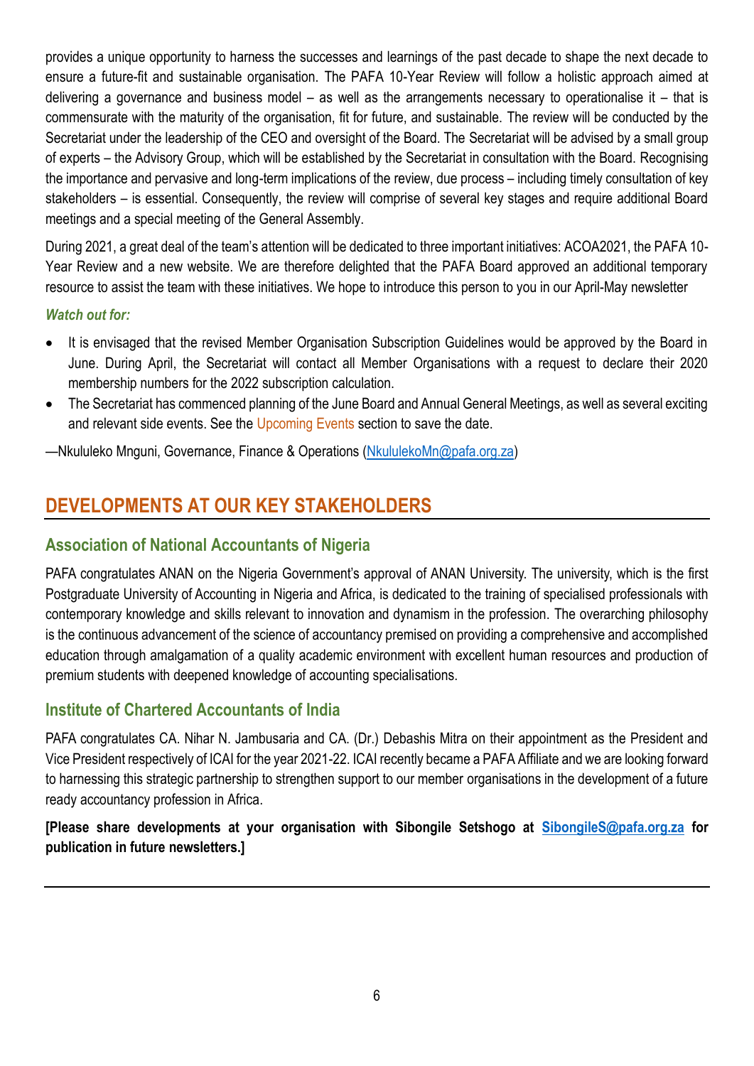provides a unique opportunity to harness the successes and learnings of the past decade to shape the next decade to ensure a future-fit and sustainable organisation. The PAFA 10-Year Review will follow a holistic approach aimed at delivering a governance and business model – as well as the arrangements necessary to operationalise it – that is commensurate with the maturity of the organisation, fit for future, and sustainable. The review will be conducted by the Secretariat under the leadership of the CEO and oversight of the Board. The Secretariat will be advised by a small group of experts – the Advisory Group, which will be established by the Secretariat in consultation with the Board. Recognising the importance and pervasive and long-term implications of the review, due process – including timely consultation of key stakeholders – is essential. Consequently, the review will comprise of several key stages and require additional Board meetings and a special meeting of the General Assembly.

During 2021, a great deal of the team's attention will be dedicated to three important initiatives: ACOA2021, the PAFA 10-Year Review and a new website. We are therefore delighted that the PAFA Board approved an additional temporary resource to assist the team with these initiatives. We hope to introduce this person to you in our April-May newsletter

***Watch out for:***

- It is envisaged that the revised Member Organisation Subscription Guidelines would be approved by the Board in June. During April, the Secretariat will contact all Member Organisations with a request to declare their 2020 membership numbers for the 2022 subscription calculation.
- The Secretariat has commenced planning of the June Board and Annual General Meetings, as well as several exciting and relevant side events. See the Upcoming Events section to save the date.

—Nkululeko Mnguni, Governance, Finance & Operations (NkululekoMn@pafa.org.za)

## DEVELOPMENTS AT OUR KEY STAKEHOLDERS

### Association of National Accountants of Nigeria

PAFA congratulates ANAN on the Nigeria Government's approval of ANAN University. The university, which is the first Postgraduate University of Accounting in Nigeria and Africa, is dedicated to the training of specialised professionals with contemporary knowledge and skills relevant to innovation and dynamism in the profession. The overarching philosophy is the continuous advancement of the science of accountancy premised on providing a comprehensive and accomplished education through amalgamation of a quality academic environment with excellent human resources and production of premium students with deepened knowledge of accounting specialisations.

### Institute of Chartered Accountants of India

PAFA congratulates CA. Nihar N. Jambusaria and CA. (Dr.) Debashis Mitra on their appointment as the President and Vice President respectively of ICAI for the year 2021-22. ICAI recently became a PAFA Affiliate and we are looking forward to harnessing this strategic partnership to strengthen support to our member organisations in the development of a future ready accountancy profession in Africa.

**[Please share developments at your organisation with Sibongile Setshogo at SibongileS@pafa.org.za for publication in future newsletters.]**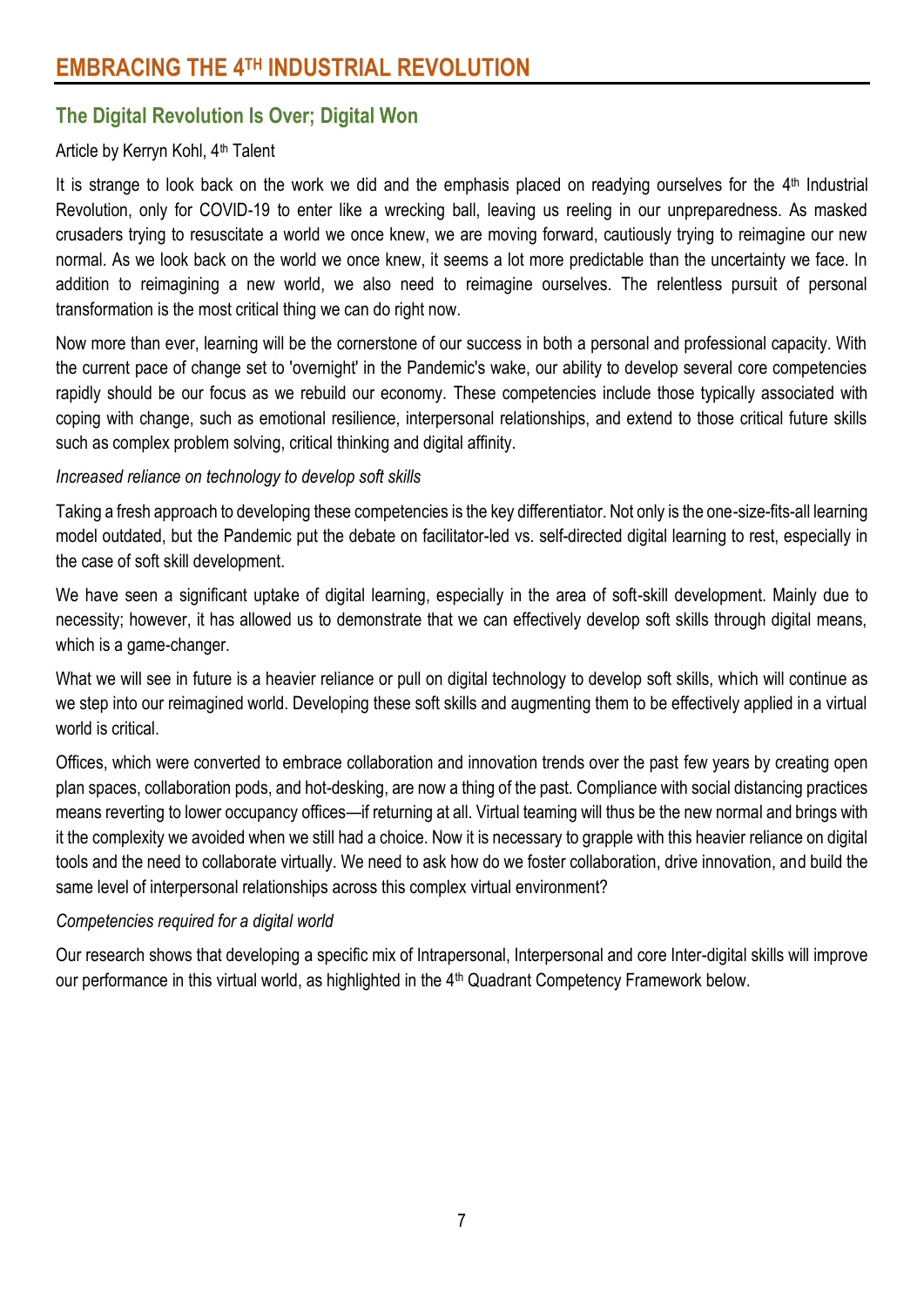# EMBRACING THE 4TH INDUSTRIAL REVOLUTION

## The Digital Revolution Is Over; Digital Won

Article by Kerryn Kohl, 4th Talent

It is strange to look back on the work we did and the emphasis placed on readying ourselves for the 4th Industrial Revolution, only for COVID-19 to enter like a wrecking ball, leaving us reeling in our unpreparedness. As masked crusaders trying to resuscitate a world we once knew, we are moving forward, cautiously trying to reimagine our new normal. As we look back on the world we once knew, it seems a lot more predictable than the uncertainty we face. In addition to reimagining a new world, we also need to reimagine ourselves. The relentless pursuit of personal transformation is the most critical thing we can do right now.

Now more than ever, learning will be the cornerstone of our success in both a personal and professional capacity. With the current pace of change set to 'overnight' in the Pandemic's wake, our ability to develop several core competencies rapidly should be our focus as we rebuild our economy. These competencies include those typically associated with coping with change, such as emotional resilience, interpersonal relationships, and extend to those critical future skills such as complex problem solving, critical thinking and digital affinity.

*Increased reliance on technology to develop soft skills*

Taking a fresh approach to developing these competencies is the key differentiator. Not only is the one-size-fits-all learning model outdated, but the Pandemic put the debate on facilitator-led vs. self-directed digital learning to rest, especially in the case of soft skill development.

We have seen a significant uptake of digital learning, especially in the area of soft-skill development. Mainly due to necessity; however, it has allowed us to demonstrate that we can effectively develop soft skills through digital means, which is a game-changer.

What we will see in future is a heavier reliance or pull on digital technology to develop soft skills, which will continue as we step into our reimagined world. Developing these soft skills and augmenting them to be effectively applied in a virtual world is critical.

Offices, which were converted to embrace collaboration and innovation trends over the past few years by creating open plan spaces, collaboration pods, and hot-desking, are now a thing of the past. Compliance with social distancing practices means reverting to lower occupancy offices—if returning at all. Virtual teaming will thus be the new normal and brings with it the complexity we avoided when we still had a choice. Now it is necessary to grapple with this heavier reliance on digital tools and the need to collaborate virtually. We need to ask how do we foster collaboration, drive innovation, and build the same level of interpersonal relationships across this complex virtual environment?

*Competencies required for a digital world*

Our research shows that developing a specific mix of Intrapersonal, Interpersonal and core Inter-digital skills will improve our performance in this virtual world, as highlighted in the 4th Quadrant Competency Framework below.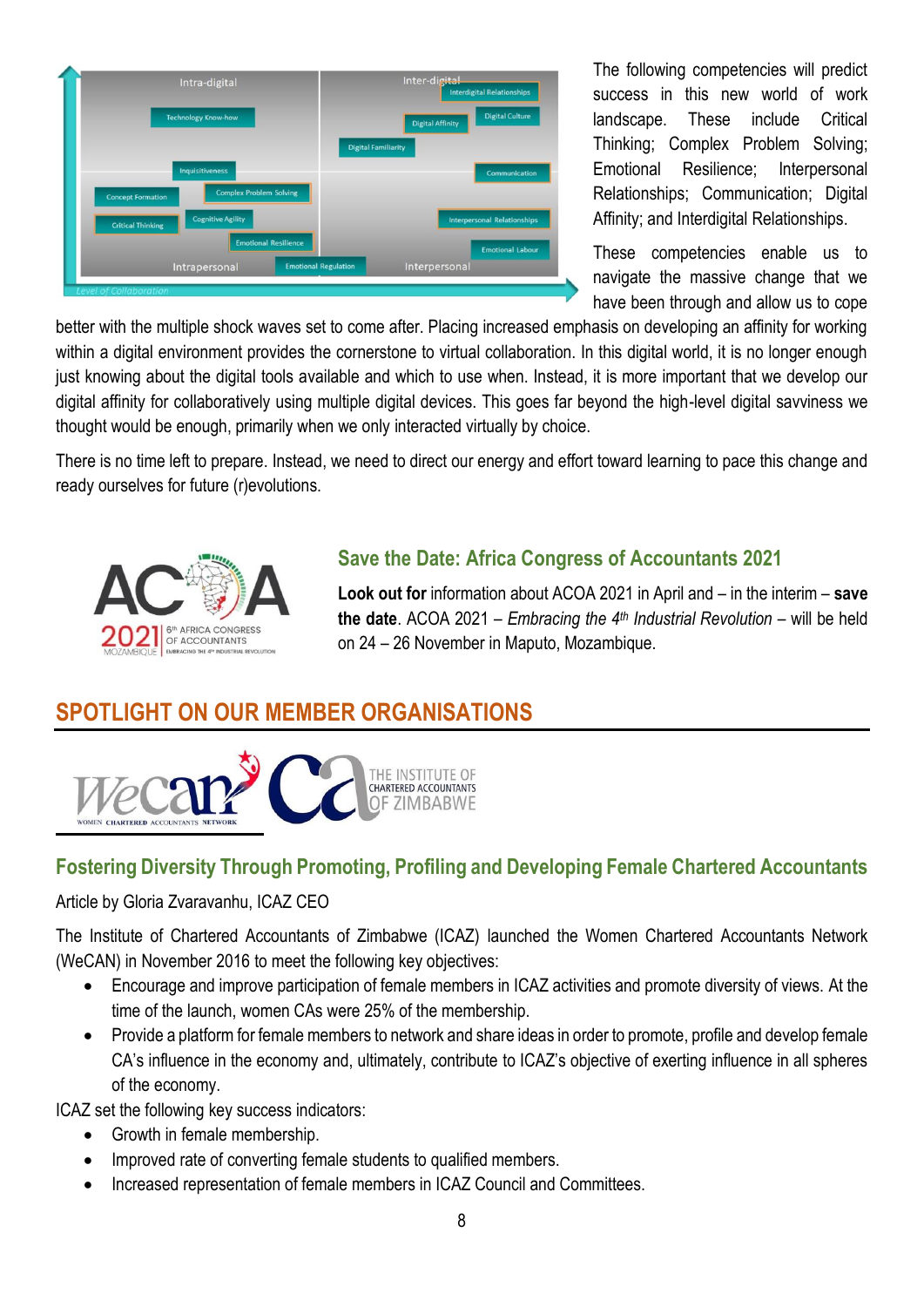The following competencies will predict success in this new world of work landscape. These include Critical Thinking; Complex Problem Solving; Emotional Resilience; Interpersonal Relationships; Communication; Digital Affinity; and Interdigital Relationships.

These competencies enable us to navigate the massive change that we have been through and allow us to cope better with the multiple shock waves set to come after. Placing increased emphasis on developing an affinity for working within a digital environment provides the cornerstone to virtual collaboration. In this digital world, it is no longer enough just knowing about the digital tools available and which to use when. Instead, it is more important that we develop our digital affinity for collaboratively using multiple digital devices. This goes far beyond the high-level digital savviness we thought would be enough, primarily when we only interacted virtually by choice.

There is no time left to prepare. Instead, we need to direct our energy and effort toward learning to pace this change and ready ourselves for future (r)evolutions.

## Save the Date: Africa Congress of Accountants 2021

**Look out for** information about ACOA 2021 in April and – in the interim – **save the date**. ACOA 2021 – *Embracing the 4th Industrial Revolution* – will be held on 24 – 26 November in Maputo, Mozambique.

# SPOTLIGHT ON OUR MEMBER ORGANISATIONS

## Fostering Diversity Through Promoting, Profiling and Developing Female Chartered Accountants

Article by Gloria Zvaravanhu, ICAZ CEO

The Institute of Chartered Accountants of Zimbabwe (ICAZ) launched the Women Chartered Accountants Network (WeCAN) in November 2016 to meet the following key objectives:

- Encourage and improve participation of female members in ICAZ activities and promote diversity of views. At the time of the launch, women CAs were 25% of the membership.
- Provide a platform for female members to network and share ideas in order to promote, profile and develop female CA's influence in the economy and, ultimately, contribute to ICAZ's objective of exerting influence in all spheres of the economy.

ICAZ set the following key success indicators:

- Growth in female membership.
- Improved rate of converting female students to qualified members.
- Increased representation of female members in ICAZ Council and Committees.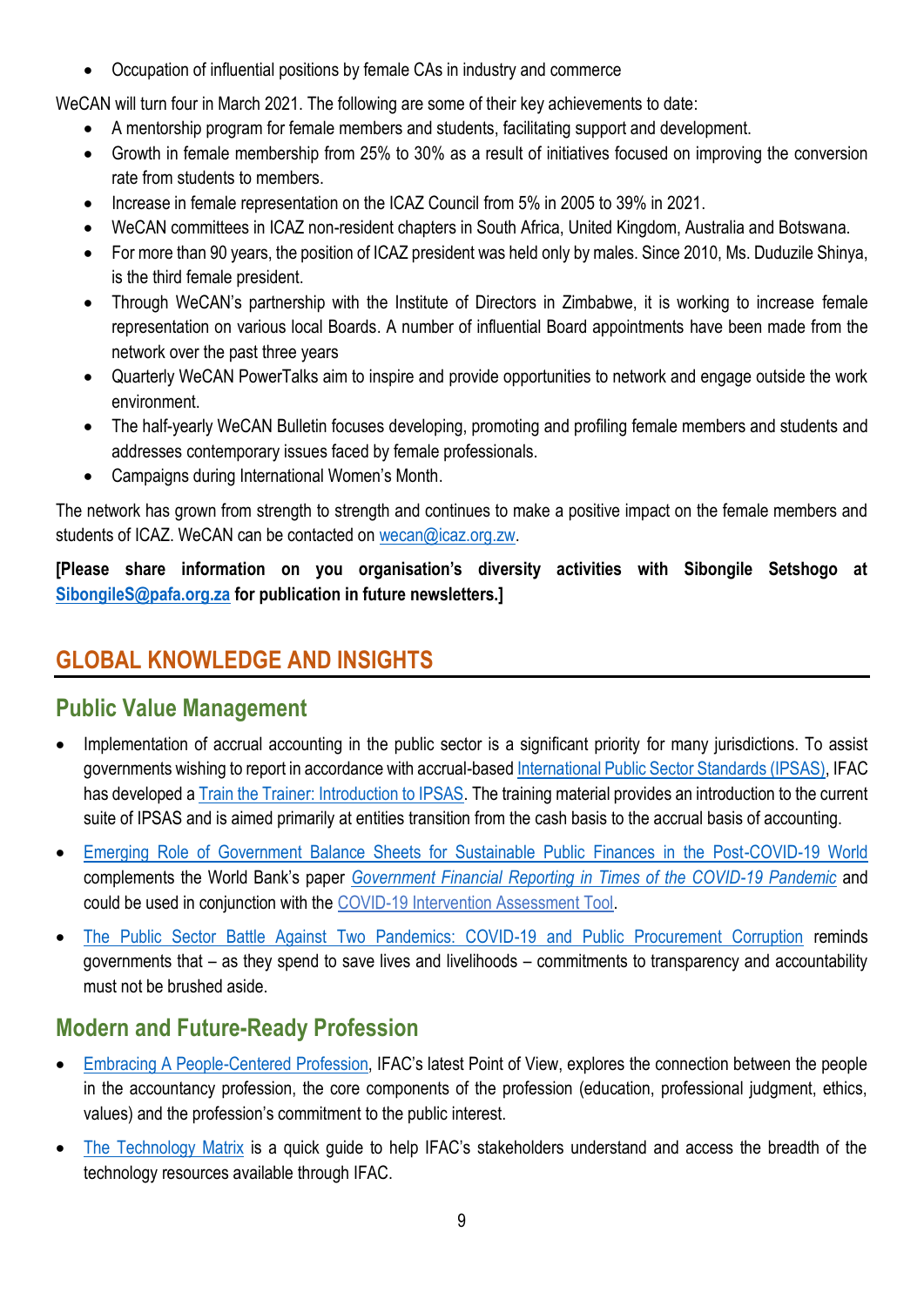- Occupation of influential positions by female CAs in industry and commerce

WeCAN will turn four in March 2021. The following are some of their key achievements to date:

- A mentorship program for female members and students, facilitating support and development.
- Growth in female membership from 25% to 30% as a result of initiatives focused on improving the conversion rate from students to members.
- Increase in female representation on the ICAZ Council from 5% in 2005 to 39% in 2021.
- WeCAN committees in ICAZ non-resident chapters in South Africa, United Kingdom, Australia and Botswana.
- For more than 90 years, the position of ICAZ president was held only by males. Since 2010, Ms. Duduzile Shinya, is the third female president.
- Through WeCAN's partnership with the Institute of Directors in Zimbabwe, it is working to increase female representation on various local Boards. A number of influential Board appointments have been made from the network over the past three years
- Quarterly WeCAN PowerTalks aim to inspire and provide opportunities to network and engage outside the work environment.
- The half-yearly WeCAN Bulletin focuses developing, promoting and profiling female members and students and addresses contemporary issues faced by female professionals.
- Campaigns during International Women's Month.

The network has grown from strength to strength and continues to make a positive impact on the female members and students of ICAZ. WeCAN can be contacted on wecan@icaz.org.zw.

**[Please share information on you organisation's diversity activities with Sibongile Setshogo at SibongileS@pafa.org.za for publication in future newsletters.]**

## GLOBAL KNOWLEDGE AND INSIGHTS

### Public Value Management

- Implementation of accrual accounting in the public sector is a significant priority for many jurisdictions. To assist governments wishing to report in accordance with accrual-based International Public Sector Standards (IPSAS), IFAC has developed a Train the Trainer: Introduction to IPSAS. The training material provides an introduction to the current suite of IPSAS and is aimed primarily at entities transition from the cash basis to the accrual basis of accounting.
- Emerging Role of Government Balance Sheets for Sustainable Public Finances in the Post-COVID-19 World complements the World Bank's paper *Government Financial Reporting in Times of the COVID-19 Pandemic* and could be used in conjunction with the COVID-19 Intervention Assessment Tool.
- The Public Sector Battle Against Two Pandemics: COVID-19 and Public Procurement Corruption reminds governments that – as they spend to save lives and livelihoods – commitments to transparency and accountability must not be brushed aside.

### Modern and Future-Ready Profession

- Embracing A People-Centered Profession, IFAC's latest Point of View, explores the connection between the people in the accountancy profession, the core components of the profession (education, professional judgment, ethics, values) and the profession's commitment to the public interest.
- The Technology Matrix is a quick guide to help IFAC's stakeholders understand and access the breadth of the technology resources available through IFAC.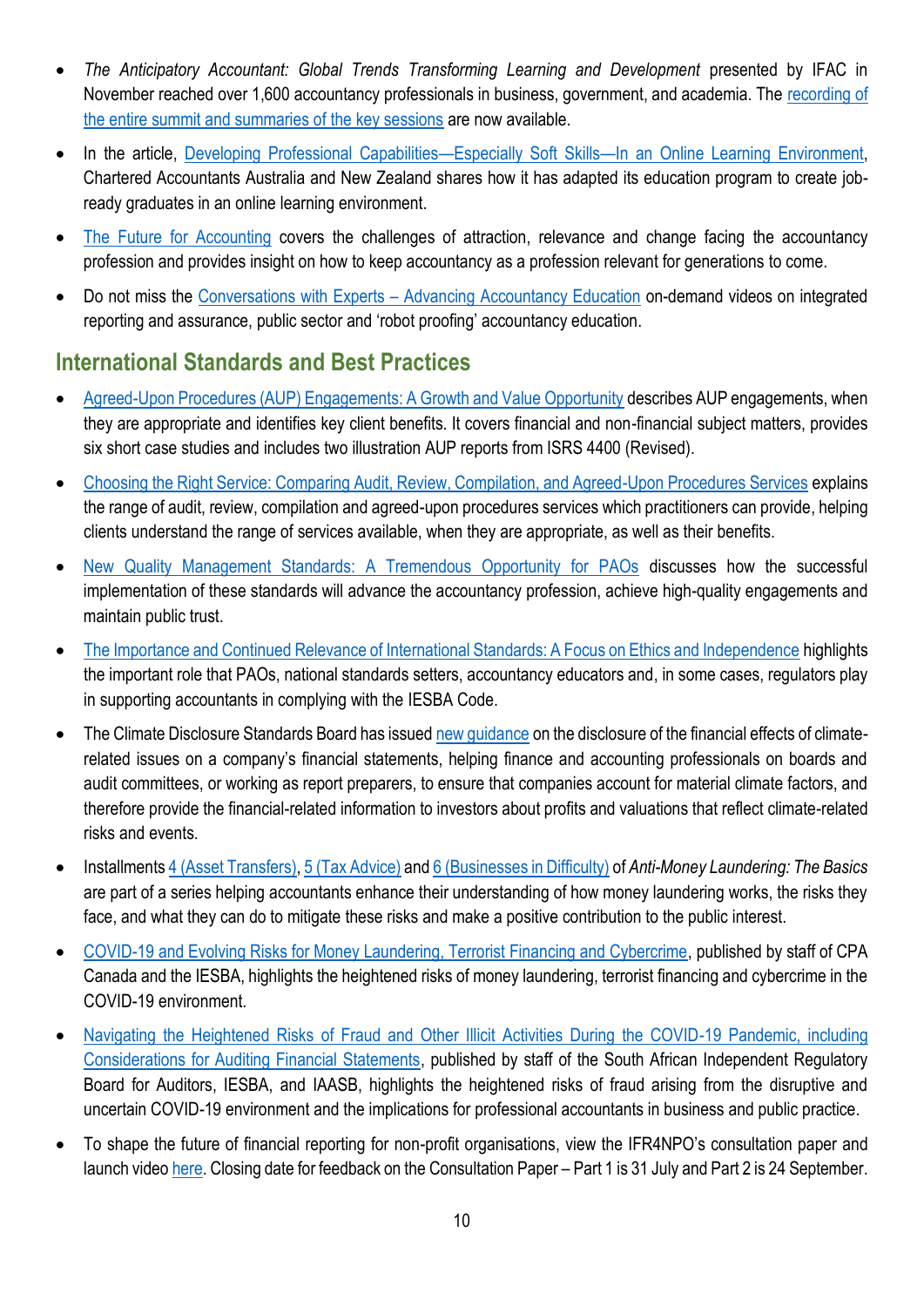- *The Anticipatory Accountant: Global Trends Transforming Learning and Development* presented by IFAC in November reached over 1,600 accountancy professionals in business, government, and academia. The recording of the entire summit and summaries of the key sessions are now available.
- In the article, Developing Professional Capabilities—Especially Soft Skills—In an Online Learning Environment, Chartered Accountants Australia and New Zealand shares how it has adapted its education program to create job-ready graduates in an online learning environment.
- The Future for Accounting covers the challenges of attraction, relevance and change facing the accountancy profession and provides insight on how to keep accountancy as a profession relevant for generations to come.
- Do not miss the Conversations with Experts – Advancing Accountancy Education on-demand videos on integrated reporting and assurance, public sector and 'robot proofing' accountancy education.

## International Standards and Best Practices

- Agreed-Upon Procedures (AUP) Engagements: A Growth and Value Opportunity describes AUP engagements, when they are appropriate and identifies key client benefits. It covers financial and non-financial subject matters, provides six short case studies and includes two illustration AUP reports from ISRS 4400 (Revised).
- Choosing the Right Service: Comparing Audit, Review, Compilation, and Agreed-Upon Procedures Services explains the range of audit, review, compilation and agreed-upon procedures services which practitioners can provide, helping clients understand the range of services available, when they are appropriate, as well as their benefits.
- New Quality Management Standards: A Tremendous Opportunity for PAOs discusses how the successful implementation of these standards will advance the accountancy profession, achieve high-quality engagements and maintain public trust.
- The Importance and Continued Relevance of International Standards: A Focus on Ethics and Independence highlights the important role that PAOs, national standards setters, accountancy educators and, in some cases, regulators play in supporting accountants in complying with the IESBA Code.
- The Climate Disclosure Standards Board has issued new guidance on the disclosure of the financial effects of climate-related issues on a company's financial statements, helping finance and accounting professionals on boards and audit committees, or working as report preparers, to ensure that companies account for material climate factors, and therefore provide the financial-related information to investors about profits and valuations that reflect climate-related risks and events.
- Installments 4 (Asset Transfers), 5 (Tax Advice) and 6 (Businesses in Difficulty) of *Anti-Money Laundering: The Basics* are part of a series helping accountants enhance their understanding of how money laundering works, the risks they face, and what they can do to mitigate these risks and make a positive contribution to the public interest.
- COVID-19 and Evolving Risks for Money Laundering, Terrorist Financing and Cybercrime, published by staff of CPA Canada and the IESBA, highlights the heightened risks of money laundering, terrorist financing and cybercrime in the COVID-19 environment.
- Navigating the Heightened Risks of Fraud and Other Illicit Activities During the COVID-19 Pandemic, including Considerations for Auditing Financial Statements, published by staff of the South African Independent Regulatory Board for Auditors, IESBA, and IAASB, highlights the heightened risks of fraud arising from the disruptive and uncertain COVID-19 environment and the implications for professional accountants in business and public practice.
- To shape the future of financial reporting for non-profit organisations, view the IFR4NPO's consultation paper and launch video here. Closing date for feedback on the Consultation Paper – Part 1 is 31 July and Part 2 is 24 September.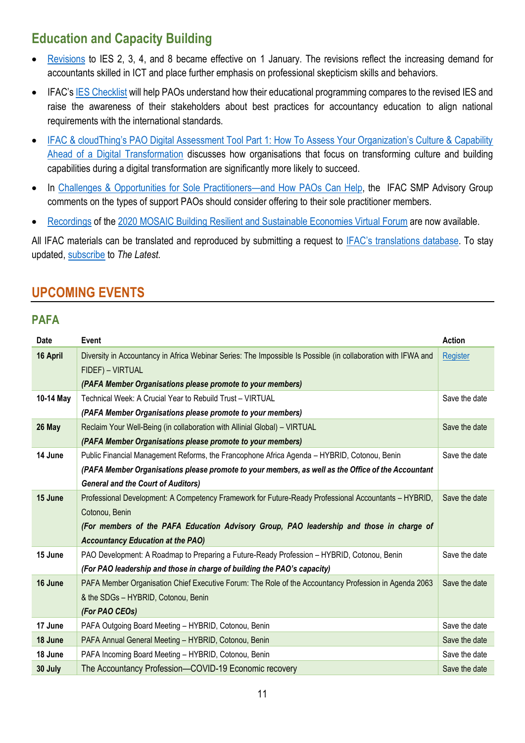## Education and Capacity Building

- Revisions to IES 2, 3, 4, and 8 became effective on 1 January. The revisions reflect the increasing demand for accountants skilled in ICT and place further emphasis on professional skepticism skills and behaviors.
- IFAC's IES Checklist will help PAOs understand how their educational programming compares to the revised IES and raise the awareness of their stakeholders about best practices for accountancy education to align national requirements with the international standards.
- IFAC & cloudThing's PAO Digital Assessment Tool Part 1: How To Assess Your Organization's Culture & Capability Ahead of a Digital Transformation discusses how organisations that focus on transforming culture and building capabilities during a digital transformation are significantly more likely to succeed.
- In Challenges & Opportunities for Sole Practitioners—and How PAOs Can Help, the IFAC SMP Advisory Group comments on the types of support PAOs should consider offering to their sole practitioner members.
- Recordings of the 2020 MOSAIC Building Resilient and Sustainable Economies Virtual Forum are now available.

All IFAC materials can be translated and reproduced by submitting a request to IFAC's translations database. To stay updated, subscribe to *The Latest.*

## UPCOMING EVENTS

### PAFA

| Date | Event | Action |
|---|---|---|
| **16 April** | Diversity in Accountancy in Africa Webinar Series: The Impossible Is Possible (in collaboration with IFWA and FIDEF) – VIRTUAL<br>***(PAFA Member Organisations please promote to your members)*** | Register |
| **10-14 May** | Technical Week: A Crucial Year to Rebuild Trust – VIRTUAL<br>***(PAFA Member Organisations please promote to your members)*** | Save the date |
| **26 May** | Reclaim Your Well-Being (in collaboration with Allinial Global) – VIRTUAL<br>***(PAFA Member Organisations please promote to your members)*** | Save the date |
| **14 June** | Public Financial Management Reforms, the Francophone Africa Agenda – HYBRID, Cotonou, Benin<br>***(PAFA Member Organisations please promote to your members, as well as the Office of the Accountant General and the Court of Auditors)*** | Save the date |
| **15 June** | Professional Development: A Competency Framework for Future-Ready Professional Accountants – HYBRID, Cotonou, Benin<br>***(For members of the PAFA Education Advisory Group, PAO leadership and those in charge of Accountancy Education at the PAO)*** | Save the date |
| **15 June** | PAO Development: A Roadmap to Preparing a Future-Ready Profession – HYBRID, Cotonou, Benin<br>***(For PAO leadership and those in charge of building the PAO's capacity)*** | Save the date |
| **16 June** | PAFA Member Organisation Chief Executive Forum: The Role of the Accountancy Profession in Agenda 2063 & the SDGs – HYBRID, Cotonou, Benin<br>***(For PAO CEOs)*** | Save the date |
| **17 June** | PAFA Outgoing Board Meeting – HYBRID, Cotonou, Benin | Save the date |
| **18 June** | PAFA Annual General Meeting – HYBRID, Cotonou, Benin | Save the date |
| **18 June** | PAFA Incoming Board Meeting – HYBRID, Cotonou, Benin | Save the date |
| **30 July** | The Accountancy Profession—COVID-19 Economic recovery | Save the date |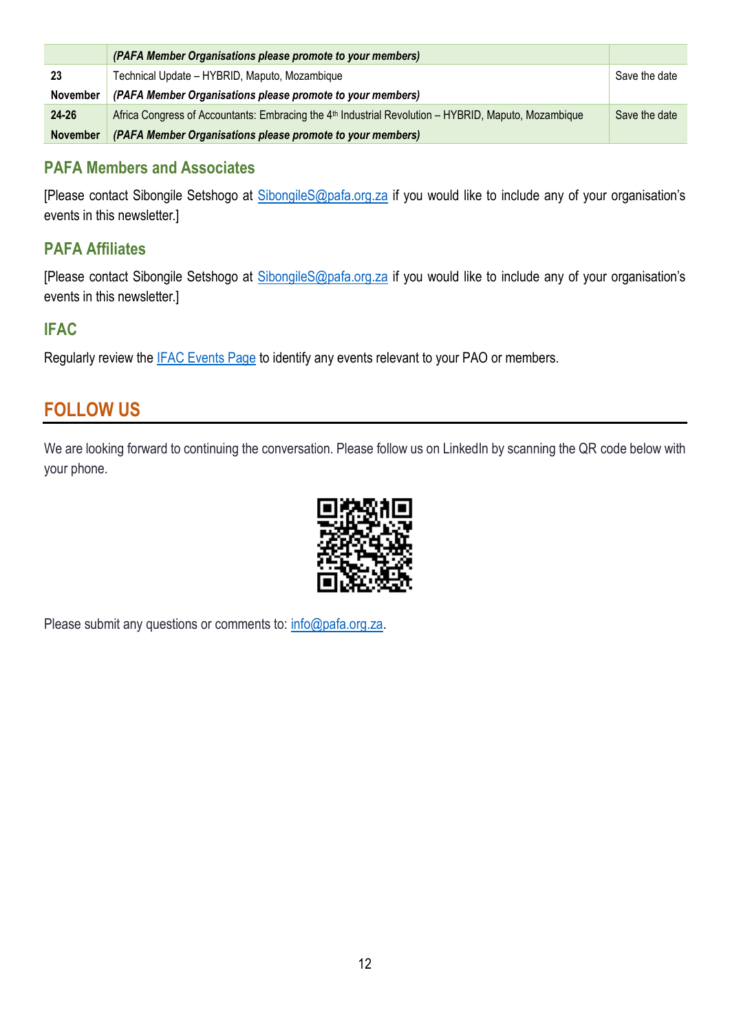| | | |
|---|---|---|
| | ***(PAFA Member Organisations please promote to your members)*** | |
| **23 November** | Technical Update – HYBRID, Maputo, Mozambique<br>***(PAFA Member Organisations please promote to your members)*** | Save the date |
| **24-26 November** | Africa Congress of Accountants: Embracing the 4th Industrial Revolution – HYBRID, Maputo, Mozambique<br>***(PAFA Member Organisations please promote to your members)*** | Save the date |

### PAFA Members and Associates

[Please contact Sibongile Setshogo at SibongileS@pafa.org.za if you would like to include any of your organisation's events in this newsletter.]

### PAFA Affiliates

[Please contact Sibongile Setshogo at SibongileS@pafa.org.za if you would like to include any of your organisation's events in this newsletter.]

### IFAC

Regularly review the IFAC Events Page to identify any events relevant to your PAO or members.

## FOLLOW US

We are looking forward to continuing the conversation. Please follow us on LinkedIn by scanning the QR code below with your phone.

Please submit any questions or comments to: info@pafa.org.za.